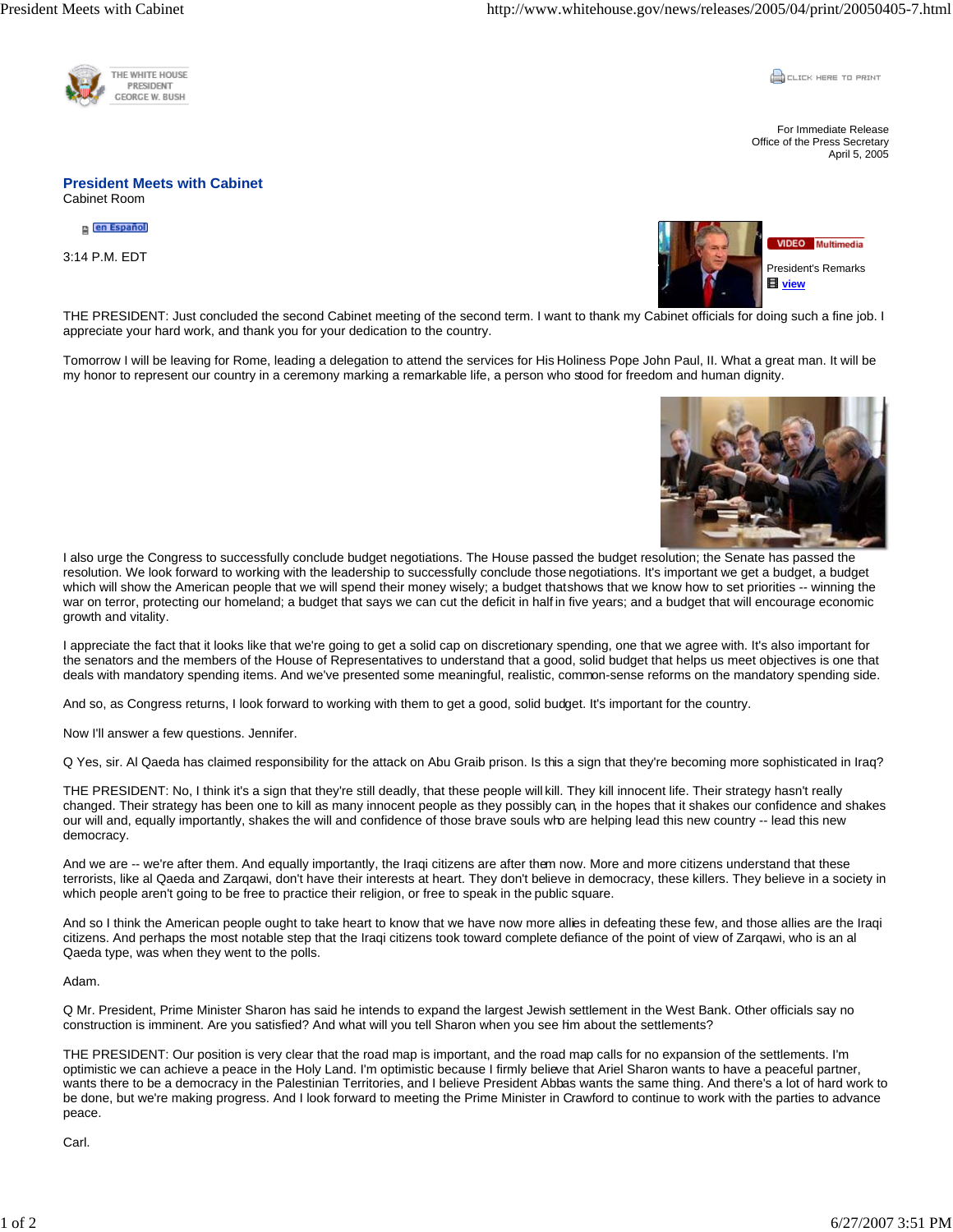THE WHITE HOUSE
PRESIDENT
GEORGE W. BUSH

For Immediate Release
Office of the Press Secretary
April 5, 2005

## President Meets with Cabinet

Cabinet Room

en Español

3:14 P.M. EDT

VIDEO Multimedia

President's Remarks
view

THE PRESIDENT: Just concluded the second Cabinet meeting of the second term. I want to thank my Cabinet officials for doing such a fine job. I appreciate your hard work, and thank you for your dedication to the country.

Tomorrow I will be leaving for Rome, leading a delegation to attend the services for His Holiness Pope John Paul, II. What a great man. It will be my honor to represent our country in a ceremony marking a remarkable life, a person who stood for freedom and human dignity.

I also urge the Congress to successfully conclude budget negotiations. The House passed the budget resolution; the Senate has passed the resolution. We look forward to working with the leadership to successfully conclude those negotiations. It's important we get a budget, a budget which will show the American people that we will spend their money wisely; a budget that shows that we know how to set priorities -- winning the war on terror, protecting our homeland; a budget that says we can cut the deficit in half in five years; and a budget that will encourage economic growth and vitality.

I appreciate the fact that it looks like that we're going to get a solid cap on discretionary spending, one that we agree with. It's also important for the senators and the members of the House of Representatives to understand that a good, solid budget that helps us meet objectives is one that deals with mandatory spending items. And we've presented some meaningful, realistic, common-sense reforms on the mandatory spending side.

And so, as Congress returns, I look forward to working with them to get a good, solid budget. It's important for the country.

Now I'll answer a few questions. Jennifer.

Q Yes, sir. Al Qaeda has claimed responsibility for the attack on Abu Graib prison. Is this a sign that they're becoming more sophisticated in Iraq?

THE PRESIDENT: No, I think it's a sign that they're still deadly, that these people will kill. They kill innocent life. Their strategy hasn't really changed. Their strategy has been one to kill as many innocent people as they possibly can, in the hopes that it shakes our confidence and shakes our will and, equally importantly, shakes the will and confidence of those brave souls who are helping lead this new country -- lead this new democracy.

And we are -- we're after them. And equally importantly, the Iraqi citizens are after them now. More and more citizens understand that these terrorists, like al Qaeda and Zarqawi, don't have their interests at heart. They don't believe in democracy, these killers. They believe in a society in which people aren't going to be free to practice their religion, or free to speak in the public square.

And so I think the American people ought to take heart to know that we have now more allies in defeating these few, and those allies are the Iraqi citizens. And perhaps the most notable step that the Iraqi citizens took toward complete defiance of the point of view of Zarqawi, who is an al Qaeda type, was when they went to the polls.

Adam.

Q Mr. President, Prime Minister Sharon has said he intends to expand the largest Jewish settlement in the West Bank. Other officials say no construction is imminent. Are you satisfied? And what will you tell Sharon when you see him about the settlements?

THE PRESIDENT: Our position is very clear that the road map is important, and the road map calls for no expansion of the settlements. I'm optimistic we can achieve a peace in the Holy Land. I'm optimistic because I firmly believe that Ariel Sharon wants to have a peaceful partner, wants there to be a democracy in the Palestinian Territories, and I believe President Abbas wants the same thing. And there's a lot of hard work to be done, but we're making progress. And I look forward to meeting the Prime Minister in Crawford to continue to work with the parties to advance peace.

Carl.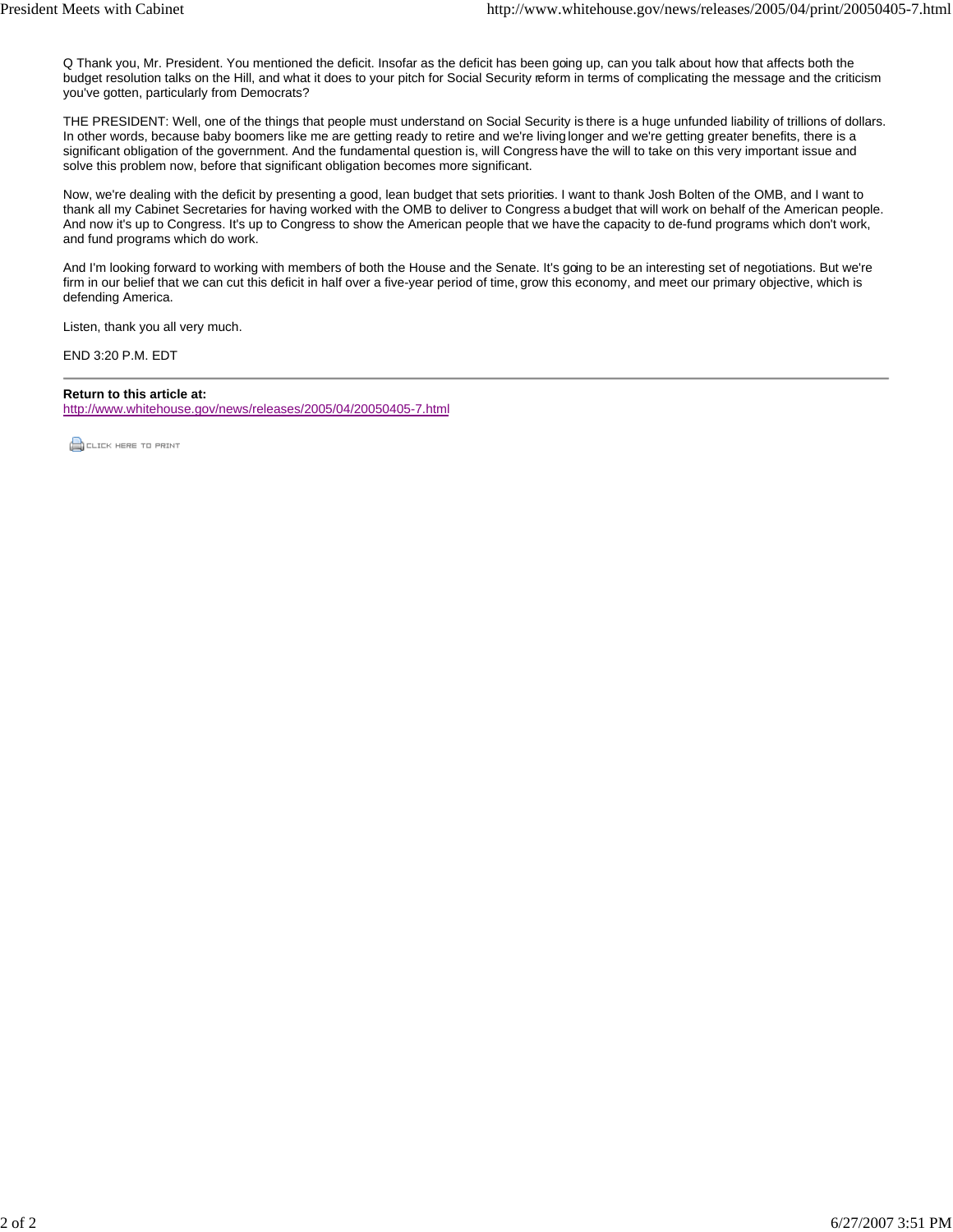Q Thank you, Mr. President. You mentioned the deficit. Insofar as the deficit has been going up, can you talk about how that affects both the budget resolution talks on the Hill, and what it does to your pitch for Social Security reform in terms of complicating the message and the criticism you've gotten, particularly from Democrats?

THE PRESIDENT: Well, one of the things that people must understand on Social Security is there is a huge unfunded liability of trillions of dollars. In other words, because baby boomers like me are getting ready to retire and we're living longer and we're getting greater benefits, there is a significant obligation of the government. And the fundamental question is, will Congress have the will to take on this very important issue and solve this problem now, before that significant obligation becomes more significant.

Now, we're dealing with the deficit by presenting a good, lean budget that sets priorities. I want to thank Josh Bolten of the OMB, and I want to thank all my Cabinet Secretaries for having worked with the OMB to deliver to Congress a budget that will work on behalf of the American people. And now it's up to Congress. It's up to Congress to show the American people that we have the capacity to de-fund programs which don't work, and fund programs which do work.

And I'm looking forward to working with members of both the House and the Senate. It's going to be an interesting set of negotiations. But we're firm in our belief that we can cut this deficit in half over a five-year period of time, grow this economy, and meet our primary objective, which is defending America.

Listen, thank you all very much.

END 3:20 P.M. EDT

---

**Return to this article at:**
http://www.whitehouse.gov/news/releases/2005/04/20050405-7.html

CLICK HERE TO PRINT